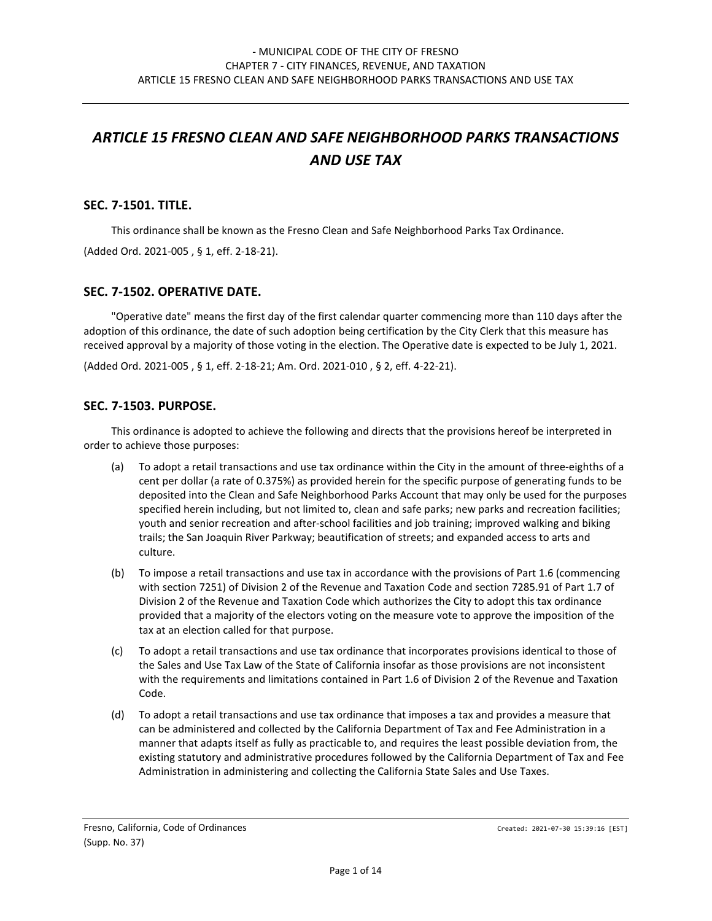# ARTICLE 15 FRESNO CLEAN AND SAFE NEIGHBORHOOD PARKS TRANSACTIONS AND USE TAX

## SEC. 7-1501. TITLE.

This ordinance shall be known as the Fresno Clean and Safe Neighborhood Parks Tax Ordinance.

(Added Ord. 2021-005 , § 1, eff. 2-18-21).

## SEC. 7-1502. OPERATIVE DATE.

"Operative date" means the first day of the first calendar quarter commencing more than 110 days after the adoption of this ordinance, the date of such adoption being certification by the City Clerk that this measure has received approval by a majority of those voting in the election. The Operative date is expected to be July 1, 2021.

(Added Ord. 2021-005 , § 1, eff. 2-18-21; Am. Ord. 2021-010 , § 2, eff. 4-22-21).

## SEC. 7-1503. PURPOSE.

This ordinance is adopted to achieve the following and directs that the provisions hereof be interpreted in order to achieve those purposes:

(a) To adopt a retail transactions and use tax ordinance within the City in the amount of three-eighths of a cent per dollar (a rate of 0.375%) as provided herein for the specific purpose of generating funds to be deposited into the Clean and Safe Neighborhood Parks Account that may only be used for the purposes specified herein including, but not limited to, clean and safe parks; new parks and recreation facilities; youth and senior recreation and after-school facilities and job training; improved walking and biking trails; the San Joaquin River Parkway; beautification of streets; and expanded access to arts and culture.

(b) To impose a retail transactions and use tax in accordance with the provisions of Part 1.6 (commencing with section 7251) of Division 2 of the Revenue and Taxation Code and section 7285.91 of Part 1.7 of Division 2 of the Revenue and Taxation Code which authorizes the City to adopt this tax ordinance provided that a majority of the electors voting on the measure vote to approve the imposition of the tax at an election called for that purpose.

(c) To adopt a retail transactions and use tax ordinance that incorporates provisions identical to those of the Sales and Use Tax Law of the State of California insofar as those provisions are not inconsistent with the requirements and limitations contained in Part 1.6 of Division 2 of the Revenue and Taxation Code.

(d) To adopt a retail transactions and use tax ordinance that imposes a tax and provides a measure that can be administered and collected by the California Department of Tax and Fee Administration in a manner that adapts itself as fully as practicable to, and requires the least possible deviation from, the existing statutory and administrative procedures followed by the California Department of Tax and Fee Administration in administering and collecting the California State Sales and Use Taxes.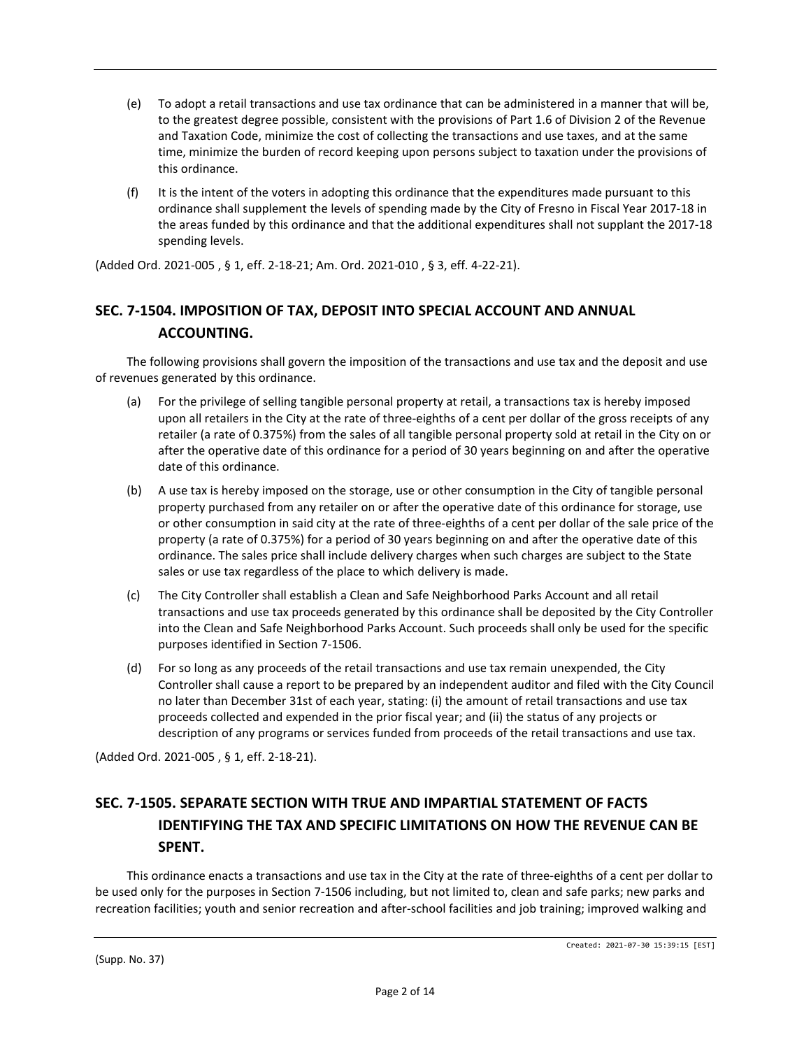(e) To adopt a retail transactions and use tax ordinance that can be administered in a manner that will be, to the greatest degree possible, consistent with the provisions of Part 1.6 of Division 2 of the Revenue and Taxation Code, minimize the cost of collecting the transactions and use taxes, and at the same time, minimize the burden of record keeping upon persons subject to taxation under the provisions of this ordinance.

(f) It is the intent of the voters in adopting this ordinance that the expenditures made pursuant to this ordinance shall supplement the levels of spending made by the City of Fresno in Fiscal Year 2017-18 in the areas funded by this ordinance and that the additional expenditures shall not supplant the 2017-18 spending levels.

(Added Ord. 2021-005 , § 1, eff. 2-18-21; Am. Ord. 2021-010 , § 3, eff. 4-22-21).

## SEC. 7-1504. IMPOSITION OF TAX, DEPOSIT INTO SPECIAL ACCOUNT AND ANNUAL ACCOUNTING.

The following provisions shall govern the imposition of the transactions and use tax and the deposit and use of revenues generated by this ordinance.

(a) For the privilege of selling tangible personal property at retail, a transactions tax is hereby imposed upon all retailers in the City at the rate of three-eighths of a cent per dollar of the gross receipts of any retailer (a rate of 0.375%) from the sales of all tangible personal property sold at retail in the City on or after the operative date of this ordinance for a period of 30 years beginning on and after the operative date of this ordinance.

(b) A use tax is hereby imposed on the storage, use or other consumption in the City of tangible personal property purchased from any retailer on or after the operative date of this ordinance for storage, use or other consumption in said city at the rate of three-eighths of a cent per dollar of the sale price of the property (a rate of 0.375%) for a period of 30 years beginning on and after the operative date of this ordinance. The sales price shall include delivery charges when such charges are subject to the State sales or use tax regardless of the place to which delivery is made.

(c) The City Controller shall establish a Clean and Safe Neighborhood Parks Account and all retail transactions and use tax proceeds generated by this ordinance shall be deposited by the City Controller into the Clean and Safe Neighborhood Parks Account. Such proceeds shall only be used for the specific purposes identified in Section 7-1506.

(d) For so long as any proceeds of the retail transactions and use tax remain unexpended, the City Controller shall cause a report to be prepared by an independent auditor and filed with the City Council no later than December 31st of each year, stating: (i) the amount of retail transactions and use tax proceeds collected and expended in the prior fiscal year; and (ii) the status of any projects or description of any programs or services funded from proceeds of the retail transactions and use tax.

(Added Ord. 2021-005 , § 1, eff. 2-18-21).

## SEC. 7-1505. SEPARATE SECTION WITH TRUE AND IMPARTIAL STATEMENT OF FACTS IDENTIFYING THE TAX AND SPECIFIC LIMITATIONS ON HOW THE REVENUE CAN BE SPENT.

This ordinance enacts a transactions and use tax in the City at the rate of three-eighths of a cent per dollar to be used only for the purposes in Section 7-1506 including, but not limited to, clean and safe parks; new parks and recreation facilities; youth and senior recreation and after-school facilities and job training; improved walking and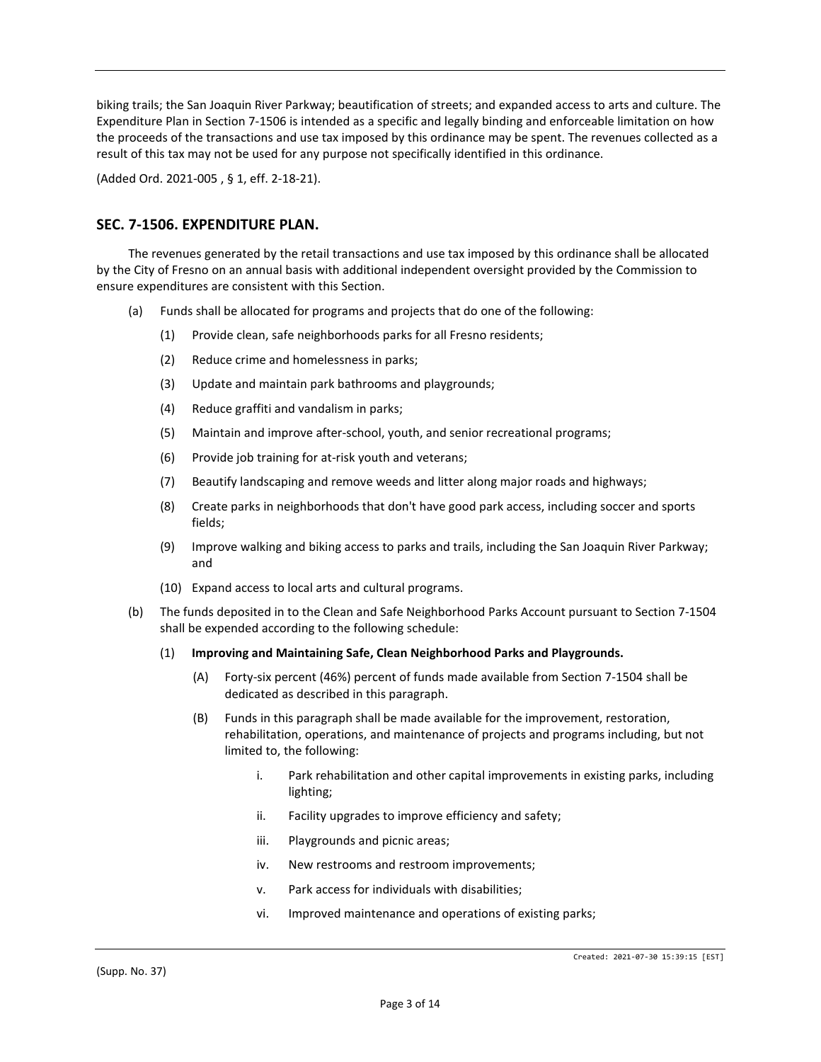biking trails; the San Joaquin River Parkway; beautification of streets; and expanded access to arts and culture. The Expenditure Plan in Section 7-1506 is intended as a specific and legally binding and enforceable limitation on how the proceeds of the transactions and use tax imposed by this ordinance may be spent. The revenues collected as a result of this tax may not be used for any purpose not specifically identified in this ordinance.

(Added Ord. 2021-005 , § 1, eff. 2-18-21).

## SEC. 7-1506. EXPENDITURE PLAN.

The revenues generated by the retail transactions and use tax imposed by this ordinance shall be allocated by the City of Fresno on an annual basis with additional independent oversight provided by the Commission to ensure expenditures are consistent with this Section.

(a) Funds shall be allocated for programs and projects that do one of the following:

   (1) Provide clean, safe neighborhoods parks for all Fresno residents;

   (2) Reduce crime and homelessness in parks;

   (3) Update and maintain park bathrooms and playgrounds;

   (4) Reduce graffiti and vandalism in parks;

   (5) Maintain and improve after-school, youth, and senior recreational programs;

   (6) Provide job training for at-risk youth and veterans;

   (7) Beautify landscaping and remove weeds and litter along major roads and highways;

   (8) Create parks in neighborhoods that don't have good park access, including soccer and sports fields;

   (9) Improve walking and biking access to parks and trails, including the San Joaquin River Parkway; and

   (10) Expand access to local arts and cultural programs.

(b) The funds deposited in to the Clean and Safe Neighborhood Parks Account pursuant to Section 7-1504 shall be expended according to the following schedule:

   (1) **Improving and Maintaining Safe, Clean Neighborhood Parks and Playgrounds.**

      (A) Forty-six percent (46%) percent of funds made available from Section 7-1504 shall be dedicated as described in this paragraph.

      (B) Funds in this paragraph shall be made available for the improvement, restoration, rehabilitation, operations, and maintenance of projects and programs including, but not limited to, the following:

         i. Park rehabilitation and other capital improvements in existing parks, including lighting;

         ii. Facility upgrades to improve efficiency and safety;

         iii. Playgrounds and picnic areas;

         iv. New restrooms and restroom improvements;

         v. Park access for individuals with disabilities;

         vi. Improved maintenance and operations of existing parks;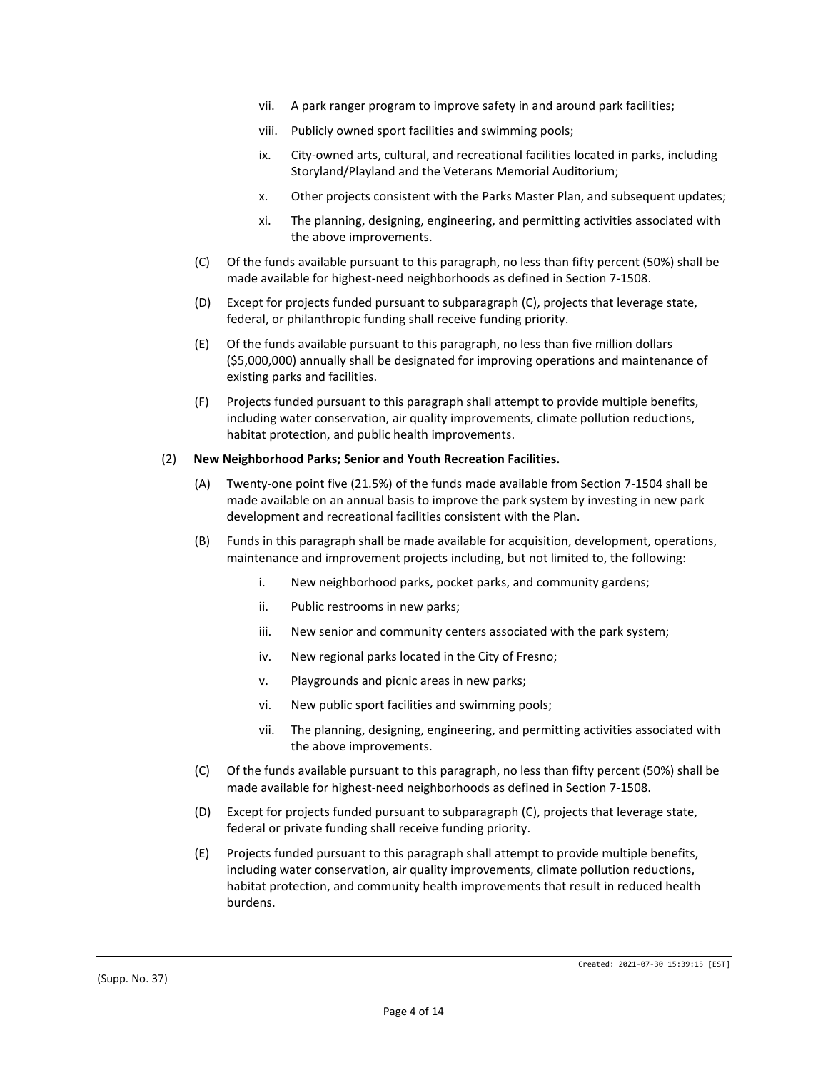vii. A park ranger program to improve safety in and around park facilities;

viii. Publicly owned sport facilities and swimming pools;

ix. City-owned arts, cultural, and recreational facilities located in parks, including Storyland/Playland and the Veterans Memorial Auditorium;

x. Other projects consistent with the Parks Master Plan, and subsequent updates;

xi. The planning, designing, engineering, and permitting activities associated with the above improvements.

(C) Of the funds available pursuant to this paragraph, no less than fifty percent (50%) shall be made available for highest-need neighborhoods as defined in Section 7-1508.

(D) Except for projects funded pursuant to subparagraph (C), projects that leverage state, federal, or philanthropic funding shall receive funding priority.

(E) Of the funds available pursuant to this paragraph, no less than five million dollars ($5,000,000) annually shall be designated for improving operations and maintenance of existing parks and facilities.

(F) Projects funded pursuant to this paragraph shall attempt to provide multiple benefits, including water conservation, air quality improvements, climate pollution reductions, habitat protection, and public health improvements.

(2) **New Neighborhood Parks; Senior and Youth Recreation Facilities.**

(A) Twenty-one point five (21.5%) of the funds made available from Section 7-1504 shall be made available on an annual basis to improve the park system by investing in new park development and recreational facilities consistent with the Plan.

(B) Funds in this paragraph shall be made available for acquisition, development, operations, maintenance and improvement projects including, but not limited to, the following:

i. New neighborhood parks, pocket parks, and community gardens;

ii. Public restrooms in new parks;

iii. New senior and community centers associated with the park system;

iv. New regional parks located in the City of Fresno;

v. Playgrounds and picnic areas in new parks;

vi. New public sport facilities and swimming pools;

vii. The planning, designing, engineering, and permitting activities associated with the above improvements.

(C) Of the funds available pursuant to this paragraph, no less than fifty percent (50%) shall be made available for highest-need neighborhoods as defined in Section 7-1508.

(D) Except for projects funded pursuant to subparagraph (C), projects that leverage state, federal or private funding shall receive funding priority.

(E) Projects funded pursuant to this paragraph shall attempt to provide multiple benefits, including water conservation, air quality improvements, climate pollution reductions, habitat protection, and community health improvements that result in reduced health burdens.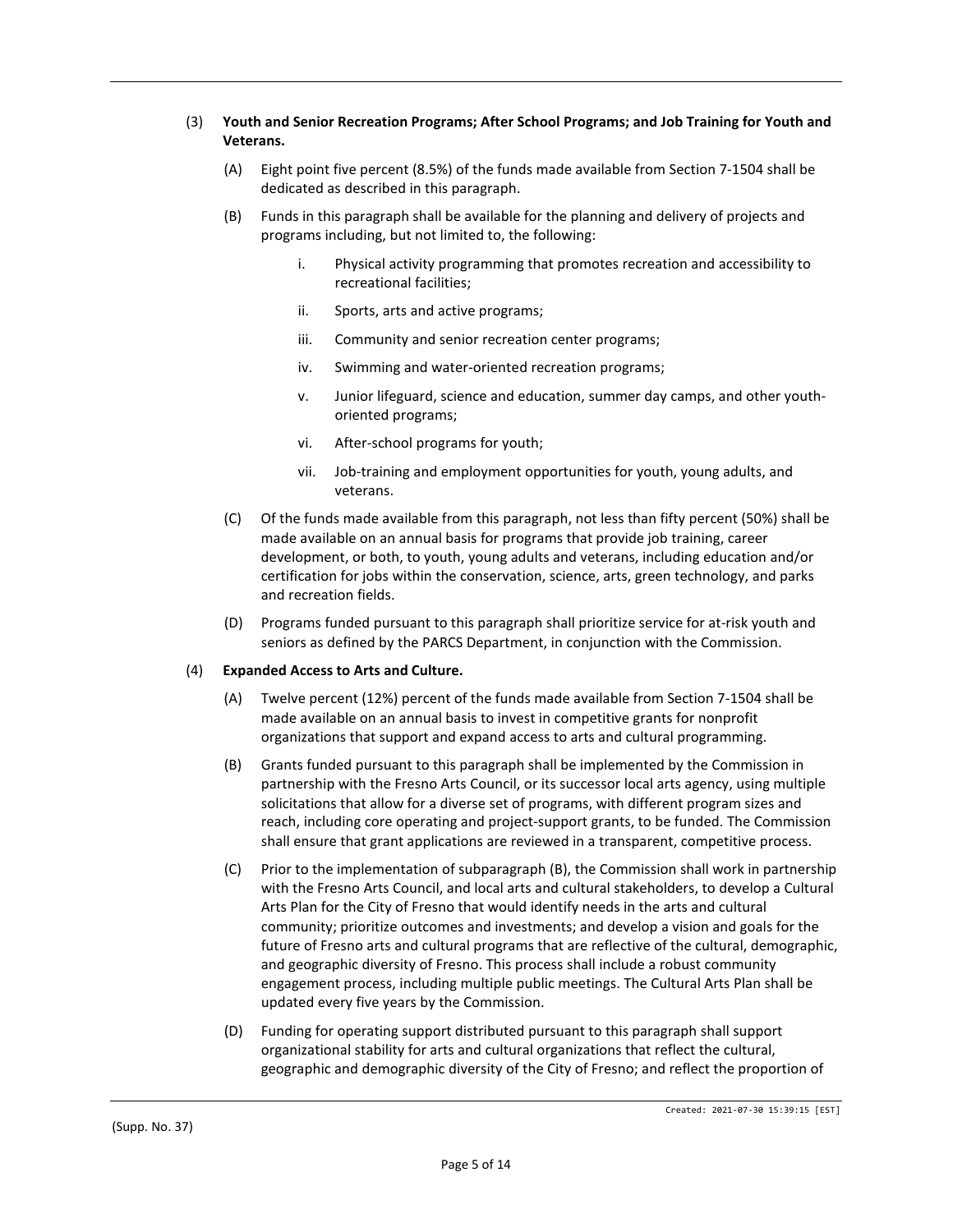(3) **Youth and Senior Recreation Programs; After School Programs; and Job Training for Youth and Veterans.**

(A) Eight point five percent (8.5%) of the funds made available from Section 7-1504 shall be dedicated as described in this paragraph.

(B) Funds in this paragraph shall be available for the planning and delivery of projects and programs including, but not limited to, the following:

i. Physical activity programming that promotes recreation and accessibility to recreational facilities;

ii. Sports, arts and active programs;

iii. Community and senior recreation center programs;

iv. Swimming and water-oriented recreation programs;

v. Junior lifeguard, science and education, summer day camps, and other youth-oriented programs;

vi. After-school programs for youth;

vii. Job-training and employment opportunities for youth, young adults, and veterans.

(C) Of the funds made available from this paragraph, not less than fifty percent (50%) shall be made available on an annual basis for programs that provide job training, career development, or both, to youth, young adults and veterans, including education and/or certification for jobs within the conservation, science, arts, green technology, and parks and recreation fields.

(D) Programs funded pursuant to this paragraph shall prioritize service for at-risk youth and seniors as defined by the PARCS Department, in conjunction with the Commission.

(4) **Expanded Access to Arts and Culture.**

(A) Twelve percent (12%) percent of the funds made available from Section 7-1504 shall be made available on an annual basis to invest in competitive grants for nonprofit organizations that support and expand access to arts and cultural programming.

(B) Grants funded pursuant to this paragraph shall be implemented by the Commission in partnership with the Fresno Arts Council, or its successor local arts agency, using multiple solicitations that allow for a diverse set of programs, with different program sizes and reach, including core operating and project-support grants, to be funded. The Commission shall ensure that grant applications are reviewed in a transparent, competitive process.

(C) Prior to the implementation of subparagraph (B), the Commission shall work in partnership with the Fresno Arts Council, and local arts and cultural stakeholders, to develop a Cultural Arts Plan for the City of Fresno that would identify needs in the arts and cultural community; prioritize outcomes and investments; and develop a vision and goals for the future of Fresno arts and cultural programs that are reflective of the cultural, demographic, and geographic diversity of Fresno. This process shall include a robust community engagement process, including multiple public meetings. The Cultural Arts Plan shall be updated every five years by the Commission.

(D) Funding for operating support distributed pursuant to this paragraph shall support organizational stability for arts and cultural organizations that reflect the cultural, geographic and demographic diversity of the City of Fresno; and reflect the proportion of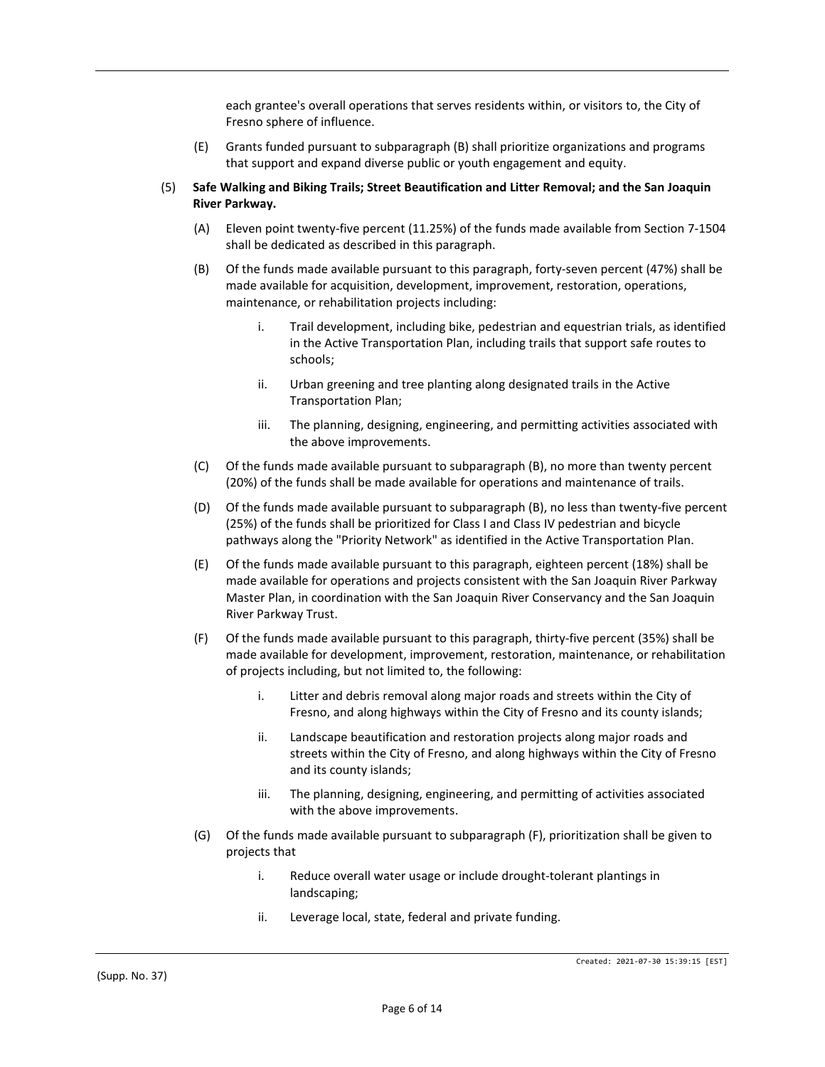each grantee's overall operations that serves residents within, or visitors to, the City of Fresno sphere of influence.

(E) Grants funded pursuant to subparagraph (B) shall prioritize organizations and programs that support and expand diverse public or youth engagement and equity.

(5) **Safe Walking and Biking Trails; Street Beautification and Litter Removal; and the San Joaquin River Parkway.**

(A) Eleven point twenty-five percent (11.25%) of the funds made available from Section 7-1504 shall be dedicated as described in this paragraph.

(B) Of the funds made available pursuant to this paragraph, forty-seven percent (47%) shall be made available for acquisition, development, improvement, restoration, operations, maintenance, or rehabilitation projects including:

i. Trail development, including bike, pedestrian and equestrian trials, as identified in the Active Transportation Plan, including trails that support safe routes to schools;

ii. Urban greening and tree planting along designated trails in the Active Transportation Plan;

iii. The planning, designing, engineering, and permitting activities associated with the above improvements.

(C) Of the funds made available pursuant to subparagraph (B), no more than twenty percent (20%) of the funds shall be made available for operations and maintenance of trails.

(D) Of the funds made available pursuant to subparagraph (B), no less than twenty-five percent (25%) of the funds shall be prioritized for Class I and Class IV pedestrian and bicycle pathways along the "Priority Network" as identified in the Active Transportation Plan.

(E) Of the funds made available pursuant to this paragraph, eighteen percent (18%) shall be made available for operations and projects consistent with the San Joaquin River Parkway Master Plan, in coordination with the San Joaquin River Conservancy and the San Joaquin River Parkway Trust.

(F) Of the funds made available pursuant to this paragraph, thirty-five percent (35%) shall be made available for development, improvement, restoration, maintenance, or rehabilitation of projects including, but not limited to, the following:

i. Litter and debris removal along major roads and streets within the City of Fresno, and along highways within the City of Fresno and its county islands;

ii. Landscape beautification and restoration projects along major roads and streets within the City of Fresno, and along highways within the City of Fresno and its county islands;

iii. The planning, designing, engineering, and permitting of activities associated with the above improvements.

(G) Of the funds made available pursuant to subparagraph (F), prioritization shall be given to projects that

i. Reduce overall water usage or include drought-tolerant plantings in landscaping;

ii. Leverage local, state, federal and private funding.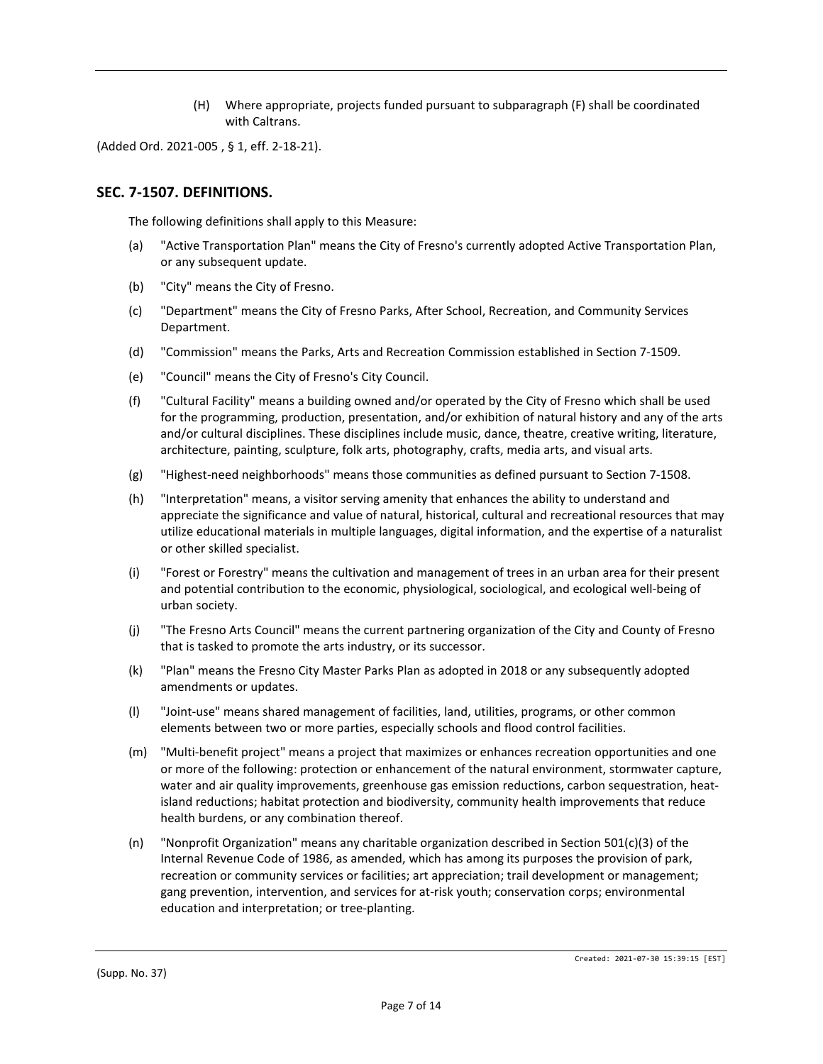(H) Where appropriate, projects funded pursuant to subparagraph (F) shall be coordinated with Caltrans.

(Added Ord. 2021-005 , § 1, eff. 2-18-21).

## SEC. 7-1507. DEFINITIONS.

The following definitions shall apply to this Measure:

(a) "Active Transportation Plan" means the City of Fresno's currently adopted Active Transportation Plan, or any subsequent update.

(b) "City" means the City of Fresno.

(c) "Department" means the City of Fresno Parks, After School, Recreation, and Community Services Department.

(d) "Commission" means the Parks, Arts and Recreation Commission established in Section 7-1509.

(e) "Council" means the City of Fresno's City Council.

(f) "Cultural Facility" means a building owned and/or operated by the City of Fresno which shall be used for the programming, production, presentation, and/or exhibition of natural history and any of the arts and/or cultural disciplines. These disciplines include music, dance, theatre, creative writing, literature, architecture, painting, sculpture, folk arts, photography, crafts, media arts, and visual arts.

(g) "Highest-need neighborhoods" means those communities as defined pursuant to Section 7-1508.

(h) "Interpretation" means, a visitor serving amenity that enhances the ability to understand and appreciate the significance and value of natural, historical, cultural and recreational resources that may utilize educational materials in multiple languages, digital information, and the expertise of a naturalist or other skilled specialist.

(i) "Forest or Forestry" means the cultivation and management of trees in an urban area for their present and potential contribution to the economic, physiological, sociological, and ecological well-being of urban society.

(j) "The Fresno Arts Council" means the current partnering organization of the City and County of Fresno that is tasked to promote the arts industry, or its successor.

(k) "Plan" means the Fresno City Master Parks Plan as adopted in 2018 or any subsequently adopted amendments or updates.

(l) "Joint-use" means shared management of facilities, land, utilities, programs, or other common elements between two or more parties, especially schools and flood control facilities.

(m) "Multi-benefit project" means a project that maximizes or enhances recreation opportunities and one or more of the following: protection or enhancement of the natural environment, stormwater capture, water and air quality improvements, greenhouse gas emission reductions, carbon sequestration, heat-island reductions; habitat protection and biodiversity, community health improvements that reduce health burdens, or any combination thereof.

(n) "Nonprofit Organization" means any charitable organization described in Section 501(c)(3) of the Internal Revenue Code of 1986, as amended, which has among its purposes the provision of park, recreation or community services or facilities; art appreciation; trail development or management; gang prevention, intervention, and services for at-risk youth; conservation corps; environmental education and interpretation; or tree-planting.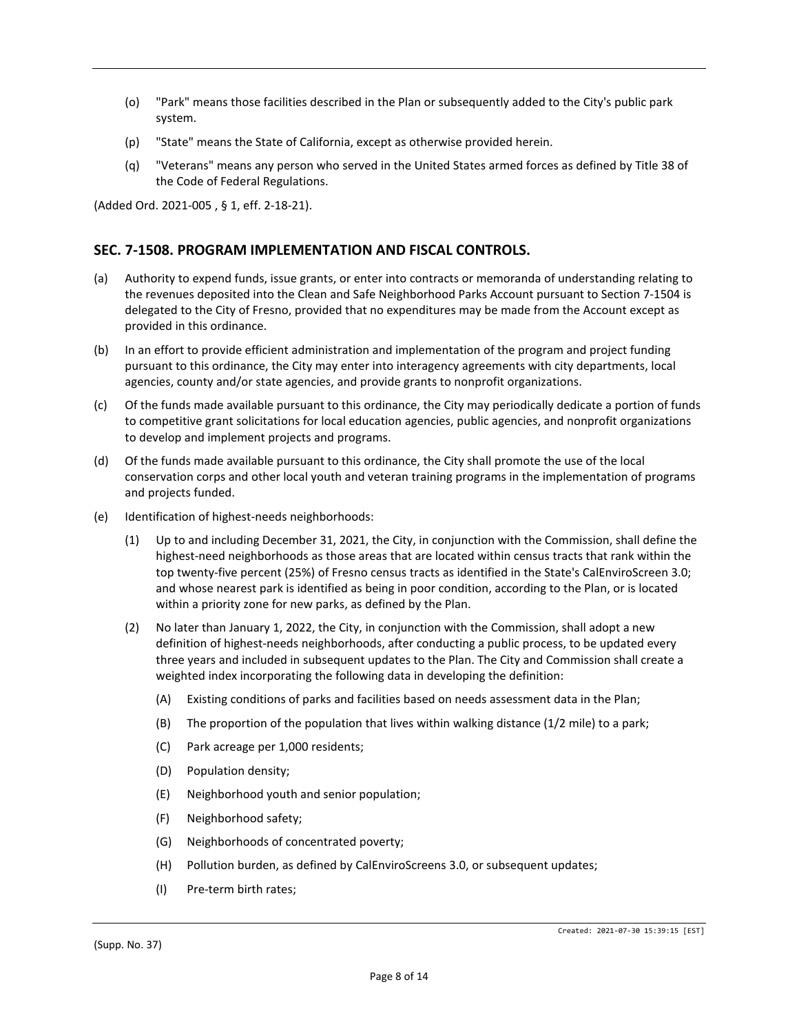(o) "Park" means those facilities described in the Plan or subsequently added to the City's public park system.

(p) "State" means the State of California, except as otherwise provided herein.

(q) "Veterans" means any person who served in the United States armed forces as defined by Title 38 of the Code of Federal Regulations.

(Added Ord. 2021-005 , § 1, eff. 2-18-21).

## SEC. 7-1508. PROGRAM IMPLEMENTATION AND FISCAL CONTROLS.

(a) Authority to expend funds, issue grants, or enter into contracts or memoranda of understanding relating to the revenues deposited into the Clean and Safe Neighborhood Parks Account pursuant to Section 7-1504 is delegated to the City of Fresno, provided that no expenditures may be made from the Account except as provided in this ordinance.

(b) In an effort to provide efficient administration and implementation of the program and project funding pursuant to this ordinance, the City may enter into interagency agreements with city departments, local agencies, county and/or state agencies, and provide grants to nonprofit organizations.

(c) Of the funds made available pursuant to this ordinance, the City may periodically dedicate a portion of funds to competitive grant solicitations for local education agencies, public agencies, and nonprofit organizations to develop and implement projects and programs.

(d) Of the funds made available pursuant to this ordinance, the City shall promote the use of the local conservation corps and other local youth and veteran training programs in the implementation of programs and projects funded.

(e) Identification of highest-needs neighborhoods:

   (1) Up to and including December 31, 2021, the City, in conjunction with the Commission, shall define the highest-need neighborhoods as those areas that are located within census tracts that rank within the top twenty-five percent (25%) of Fresno census tracts as identified in the State's CalEnviroScreen 3.0; and whose nearest park is identified as being in poor condition, according to the Plan, or is located within a priority zone for new parks, as defined by the Plan.

   (2) No later than January 1, 2022, the City, in conjunction with the Commission, shall adopt a new definition of highest-needs neighborhoods, after conducting a public process, to be updated every three years and included in subsequent updates to the Plan. The City and Commission shall create a weighted index incorporating the following data in developing the definition:

      (A) Existing conditions of parks and facilities based on needs assessment data in the Plan;

      (B) The proportion of the population that lives within walking distance (1/2 mile) to a park;

      (C) Park acreage per 1,000 residents;

      (D) Population density;

      (E) Neighborhood youth and senior population;

      (F) Neighborhood safety;

      (G) Neighborhoods of concentrated poverty;

      (H) Pollution burden, as defined by CalEnviroScreens 3.0, or subsequent updates;

      (I) Pre-term birth rates;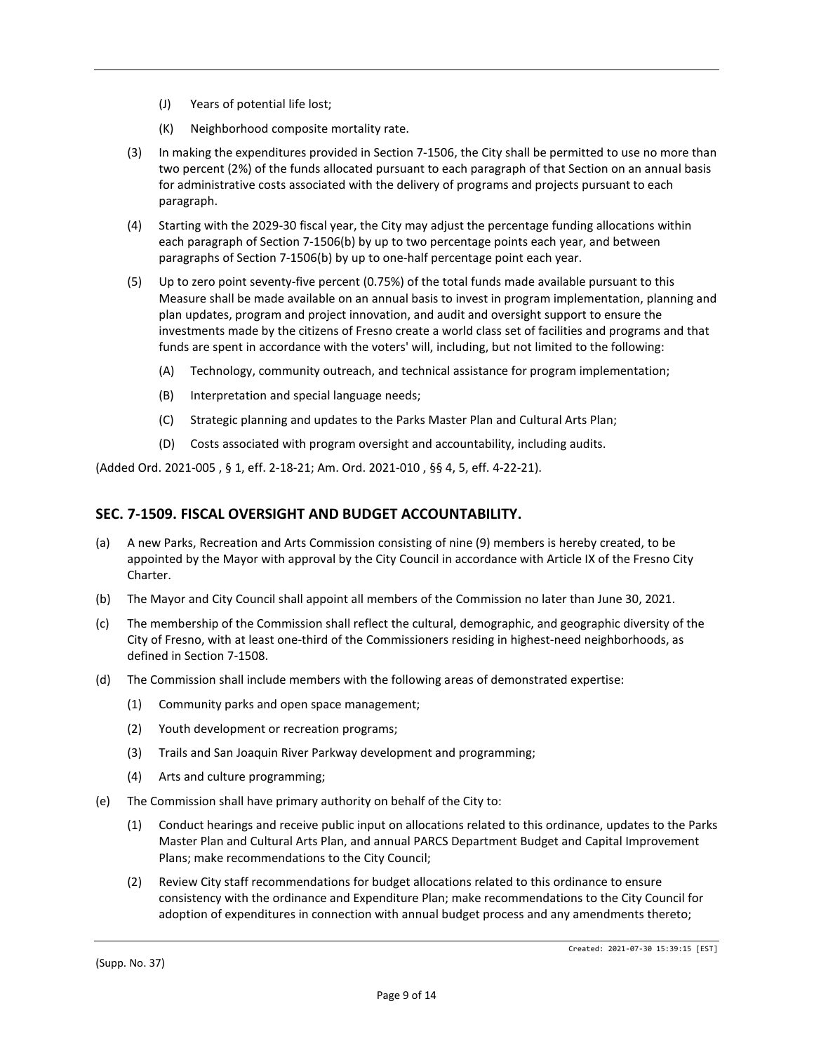(J) Years of potential life lost;

(K) Neighborhood composite mortality rate.

(3) In making the expenditures provided in Section 7-1506, the City shall be permitted to use no more than two percent (2%) of the funds allocated pursuant to each paragraph of that Section on an annual basis for administrative costs associated with the delivery of programs and projects pursuant to each paragraph.

(4) Starting with the 2029-30 fiscal year, the City may adjust the percentage funding allocations within each paragraph of Section 7-1506(b) by up to two percentage points each year, and between paragraphs of Section 7-1506(b) by up to one-half percentage point each year.

(5) Up to zero point seventy-five percent (0.75%) of the total funds made available pursuant to this Measure shall be made available on an annual basis to invest in program implementation, planning and plan updates, program and project innovation, and audit and oversight support to ensure the investments made by the citizens of Fresno create a world class set of facilities and programs and that funds are spent in accordance with the voters' will, including, but not limited to the following:

(A) Technology, community outreach, and technical assistance for program implementation;

(B) Interpretation and special language needs;

(C) Strategic planning and updates to the Parks Master Plan and Cultural Arts Plan;

(D) Costs associated with program oversight and accountability, including audits.

(Added Ord. 2021-005 , § 1, eff. 2-18-21; Am. Ord. 2021-010 , §§ 4, 5, eff. 4-22-21).

## SEC. 7-1509. FISCAL OVERSIGHT AND BUDGET ACCOUNTABILITY.

(a) A new Parks, Recreation and Arts Commission consisting of nine (9) members is hereby created, to be appointed by the Mayor with approval by the City Council in accordance with Article IX of the Fresno City Charter.

(b) The Mayor and City Council shall appoint all members of the Commission no later than June 30, 2021.

(c) The membership of the Commission shall reflect the cultural, demographic, and geographic diversity of the City of Fresno, with at least one-third of the Commissioners residing in highest-need neighborhoods, as defined in Section 7-1508.

(d) The Commission shall include members with the following areas of demonstrated expertise:

(1) Community parks and open space management;

(2) Youth development or recreation programs;

(3) Trails and San Joaquin River Parkway development and programming;

(4) Arts and culture programming;

(e) The Commission shall have primary authority on behalf of the City to:

(1) Conduct hearings and receive public input on allocations related to this ordinance, updates to the Parks Master Plan and Cultural Arts Plan, and annual PARCS Department Budget and Capital Improvement Plans; make recommendations to the City Council;

(2) Review City staff recommendations for budget allocations related to this ordinance to ensure consistency with the ordinance and Expenditure Plan; make recommendations to the City Council for adoption of expenditures in connection with annual budget process and any amendments thereto;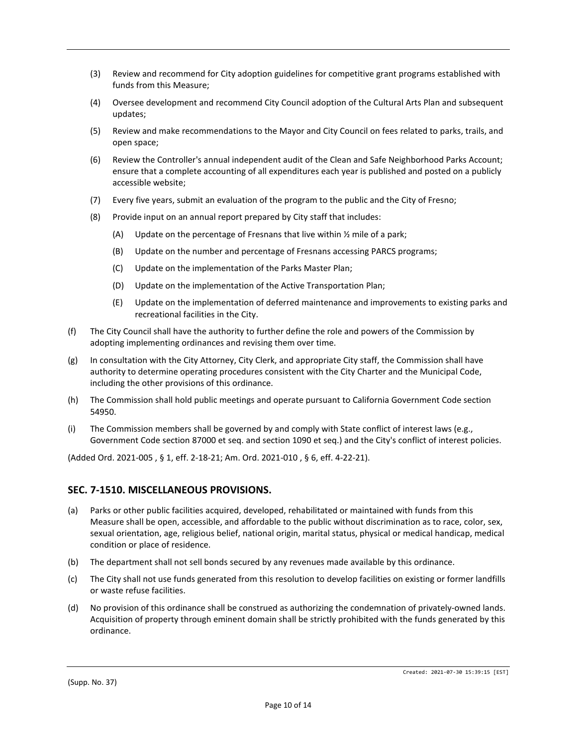(3) Review and recommend for City adoption guidelines for competitive grant programs established with funds from this Measure;

(4) Oversee development and recommend City Council adoption of the Cultural Arts Plan and subsequent updates;

(5) Review and make recommendations to the Mayor and City Council on fees related to parks, trails, and open space;

(6) Review the Controller's annual independent audit of the Clean and Safe Neighborhood Parks Account; ensure that a complete accounting of all expenditures each year is published and posted on a publicly accessible website;

(7) Every five years, submit an evaluation of the program to the public and the City of Fresno;

(8) Provide input on an annual report prepared by City staff that includes:

   (A) Update on the percentage of Fresnans that live within ½ mile of a park;

   (B) Update on the number and percentage of Fresnans accessing PARCS programs;

   (C) Update on the implementation of the Parks Master Plan;

   (D) Update on the implementation of the Active Transportation Plan;

   (E) Update on the implementation of deferred maintenance and improvements to existing parks and recreational facilities in the City.

(f) The City Council shall have the authority to further define the role and powers of the Commission by adopting implementing ordinances and revising them over time.

(g) In consultation with the City Attorney, City Clerk, and appropriate City staff, the Commission shall have authority to determine operating procedures consistent with the City Charter and the Municipal Code, including the other provisions of this ordinance.

(h) The Commission shall hold public meetings and operate pursuant to California Government Code section 54950.

(i) The Commission members shall be governed by and comply with State conflict of interest laws (e.g., Government Code section 87000 et seq. and section 1090 et seq.) and the City's conflict of interest policies.

(Added Ord. 2021-005 , § 1, eff. 2-18-21; Am. Ord. 2021-010 , § 6, eff. 4-22-21).

## SEC. 7-1510. MISCELLANEOUS PROVISIONS.

(a) Parks or other public facilities acquired, developed, rehabilitated or maintained with funds from this Measure shall be open, accessible, and affordable to the public without discrimination as to race, color, sex, sexual orientation, age, religious belief, national origin, marital status, physical or medical handicap, medical condition or place of residence.

(b) The department shall not sell bonds secured by any revenues made available by this ordinance.

(c) The City shall not use funds generated from this resolution to develop facilities on existing or former landfills or waste refuse facilities.

(d) No provision of this ordinance shall be construed as authorizing the condemnation of privately-owned lands. Acquisition of property through eminent domain shall be strictly prohibited with the funds generated by this ordinance.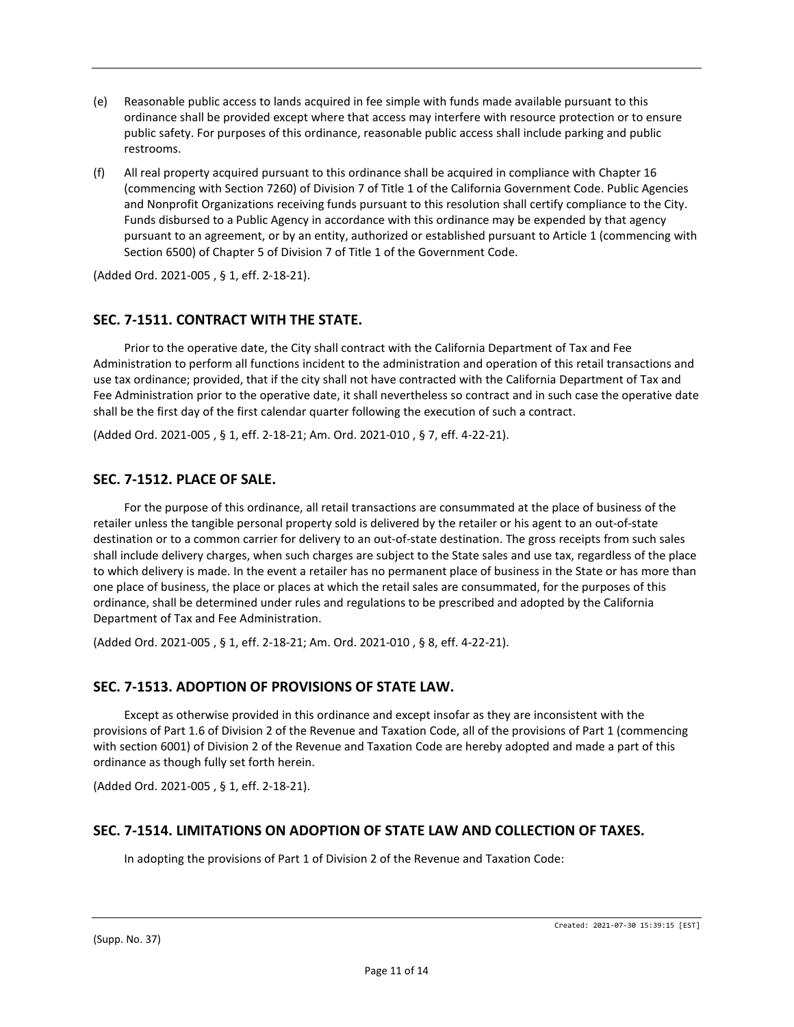(e) Reasonable public access to lands acquired in fee simple with funds made available pursuant to this ordinance shall be provided except where that access may interfere with resource protection or to ensure public safety. For purposes of this ordinance, reasonable public access shall include parking and public restrooms.

(f) All real property acquired pursuant to this ordinance shall be acquired in compliance with Chapter 16 (commencing with Section 7260) of Division 7 of Title 1 of the California Government Code. Public Agencies and Nonprofit Organizations receiving funds pursuant to this resolution shall certify compliance to the City. Funds disbursed to a Public Agency in accordance with this ordinance may be expended by that agency pursuant to an agreement, or by an entity, authorized or established pursuant to Article 1 (commencing with Section 6500) of Chapter 5 of Division 7 of Title 1 of the Government Code.

(Added Ord. 2021-005 , § 1, eff. 2-18-21).

## SEC. 7-1511. CONTRACT WITH THE STATE.

Prior to the operative date, the City shall contract with the California Department of Tax and Fee Administration to perform all functions incident to the administration and operation of this retail transactions and use tax ordinance; provided, that if the city shall not have contracted with the California Department of Tax and Fee Administration prior to the operative date, it shall nevertheless so contract and in such case the operative date shall be the first day of the first calendar quarter following the execution of such a contract.

(Added Ord. 2021-005 , § 1, eff. 2-18-21; Am. Ord. 2021-010 , § 7, eff. 4-22-21).

## SEC. 7-1512. PLACE OF SALE.

For the purpose of this ordinance, all retail transactions are consummated at the place of business of the retailer unless the tangible personal property sold is delivered by the retailer or his agent to an out-of-state destination or to a common carrier for delivery to an out-of-state destination. The gross receipts from such sales shall include delivery charges, when such charges are subject to the State sales and use tax, regardless of the place to which delivery is made. In the event a retailer has no permanent place of business in the State or has more than one place of business, the place or places at which the retail sales are consummated, for the purposes of this ordinance, shall be determined under rules and regulations to be prescribed and adopted by the California Department of Tax and Fee Administration.

(Added Ord. 2021-005 , § 1, eff. 2-18-21; Am. Ord. 2021-010 , § 8, eff. 4-22-21).

## SEC. 7-1513. ADOPTION OF PROVISIONS OF STATE LAW.

Except as otherwise provided in this ordinance and except insofar as they are inconsistent with the provisions of Part 1.6 of Division 2 of the Revenue and Taxation Code, all of the provisions of Part 1 (commencing with section 6001) of Division 2 of the Revenue and Taxation Code are hereby adopted and made a part of this ordinance as though fully set forth herein.

(Added Ord. 2021-005 , § 1, eff. 2-18-21).

## SEC. 7-1514. LIMITATIONS ON ADOPTION OF STATE LAW AND COLLECTION OF TAXES.

In adopting the provisions of Part 1 of Division 2 of the Revenue and Taxation Code: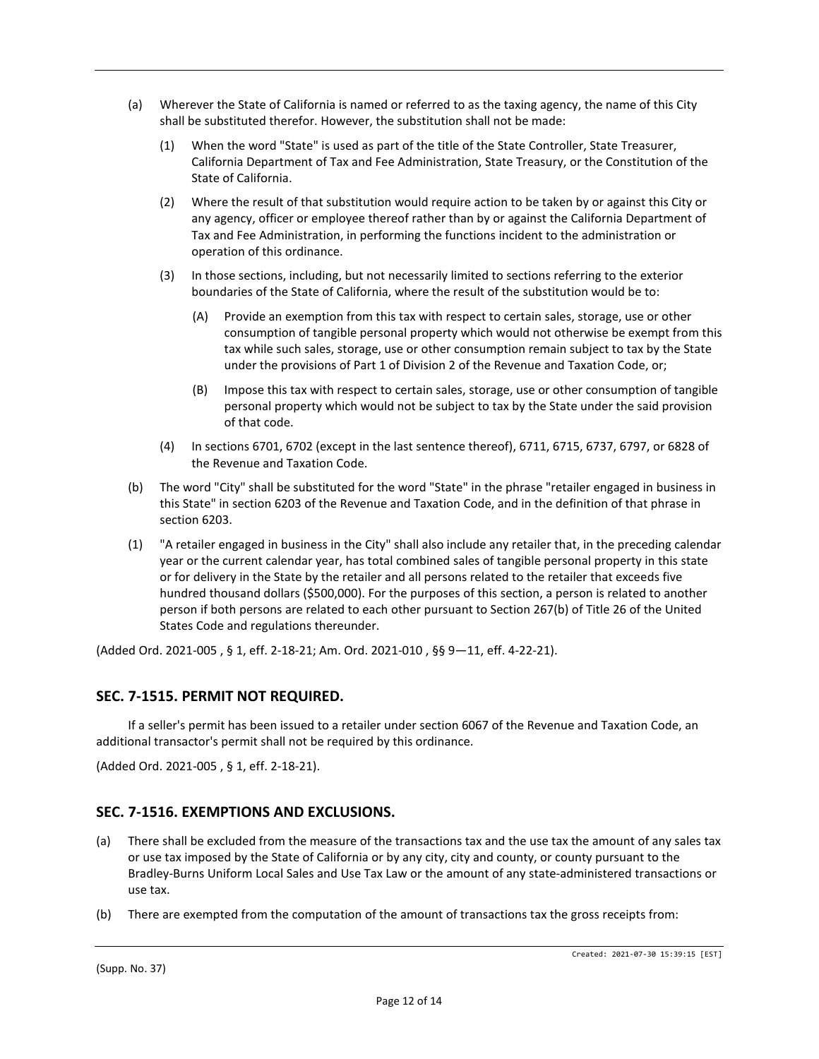(a) Wherever the State of California is named or referred to as the taxing agency, the name of this City shall be substituted therefor. However, the substitution shall not be made:

(1) When the word "State" is used as part of the title of the State Controller, State Treasurer, California Department of Tax and Fee Administration, State Treasury, or the Constitution of the State of California.

(2) Where the result of that substitution would require action to be taken by or against this City or any agency, officer or employee thereof rather than by or against the California Department of Tax and Fee Administration, in performing the functions incident to the administration or operation of this ordinance.

(3) In those sections, including, but not necessarily limited to sections referring to the exterior boundaries of the State of California, where the result of the substitution would be to:

(A) Provide an exemption from this tax with respect to certain sales, storage, use or other consumption of tangible personal property which would not otherwise be exempt from this tax while such sales, storage, use or other consumption remain subject to tax by the State under the provisions of Part 1 of Division 2 of the Revenue and Taxation Code, or;

(B) Impose this tax with respect to certain sales, storage, use or other consumption of tangible personal property which would not be subject to tax by the State under the said provision of that code.

(4) In sections 6701, 6702 (except in the last sentence thereof), 6711, 6715, 6737, 6797, or 6828 of the Revenue and Taxation Code.

(b) The word "City" shall be substituted for the word "State" in the phrase "retailer engaged in business in this State" in section 6203 of the Revenue and Taxation Code, and in the definition of that phrase in section 6203.

(1) "A retailer engaged in business in the City" shall also include any retailer that, in the preceding calendar year or the current calendar year, has total combined sales of tangible personal property in this state or for delivery in the State by the retailer and all persons related to the retailer that exceeds five hundred thousand dollars ($500,000). For the purposes of this section, a person is related to another person if both persons are related to each other pursuant to Section 267(b) of Title 26 of the United States Code and regulations thereunder.

(Added Ord. 2021-005 , § 1, eff. 2-18-21; Am. Ord. 2021-010 , §§ 9—11, eff. 4-22-21).

## SEC. 7-1515. PERMIT NOT REQUIRED.

If a seller's permit has been issued to a retailer under section 6067 of the Revenue and Taxation Code, an additional transactor's permit shall not be required by this ordinance.

(Added Ord. 2021-005 , § 1, eff. 2-18-21).

## SEC. 7-1516. EXEMPTIONS AND EXCLUSIONS.

(a) There shall be excluded from the measure of the transactions tax and the use tax the amount of any sales tax or use tax imposed by the State of California or by any city, city and county, or county pursuant to the Bradley-Burns Uniform Local Sales and Use Tax Law or the amount of any state-administered transactions or use tax.

(b) There are exempted from the computation of the amount of transactions tax the gross receipts from: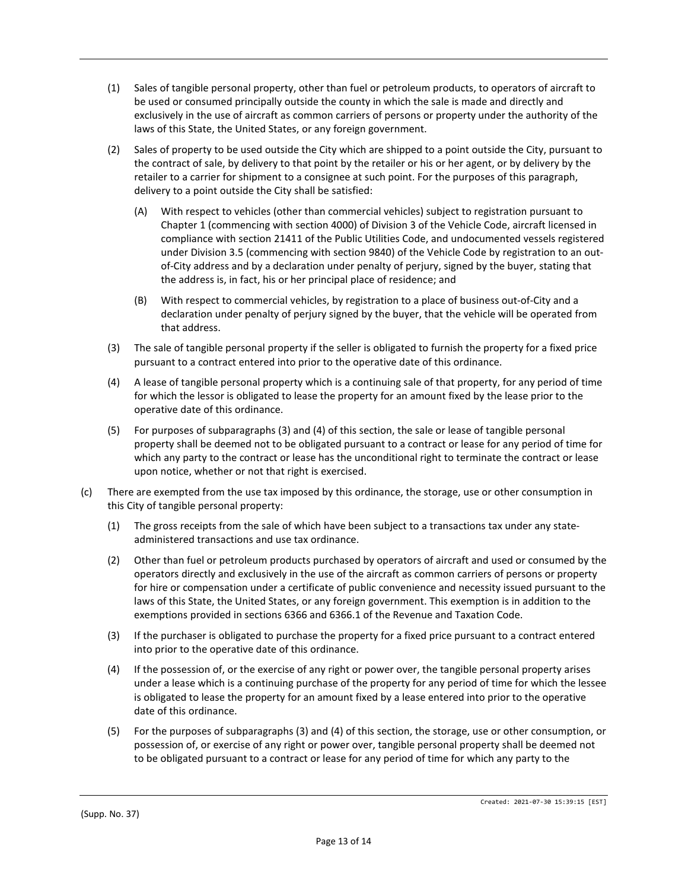(1) Sales of tangible personal property, other than fuel or petroleum products, to operators of aircraft to be used or consumed principally outside the county in which the sale is made and directly and exclusively in the use of aircraft as common carriers of persons or property under the authority of the laws of this State, the United States, or any foreign government.

(2) Sales of property to be used outside the City which are shipped to a point outside the City, pursuant to the contract of sale, by delivery to that point by the retailer or his or her agent, or by delivery by the retailer to a carrier for shipment to a consignee at such point. For the purposes of this paragraph, delivery to a point outside the City shall be satisfied:

(A) With respect to vehicles (other than commercial vehicles) subject to registration pursuant to Chapter 1 (commencing with section 4000) of Division 3 of the Vehicle Code, aircraft licensed in compliance with section 21411 of the Public Utilities Code, and undocumented vessels registered under Division 3.5 (commencing with section 9840) of the Vehicle Code by registration to an out-of-City address and by a declaration under penalty of perjury, signed by the buyer, stating that the address is, in fact, his or her principal place of residence; and

(B) With respect to commercial vehicles, by registration to a place of business out-of-City and a declaration under penalty of perjury signed by the buyer, that the vehicle will be operated from that address.

(3) The sale of tangible personal property if the seller is obligated to furnish the property for a fixed price pursuant to a contract entered into prior to the operative date of this ordinance.

(4) A lease of tangible personal property which is a continuing sale of that property, for any period of time for which the lessor is obligated to lease the property for an amount fixed by the lease prior to the operative date of this ordinance.

(5) For purposes of subparagraphs (3) and (4) of this section, the sale or lease of tangible personal property shall be deemed not to be obligated pursuant to a contract or lease for any period of time for which any party to the contract or lease has the unconditional right to terminate the contract or lease upon notice, whether or not that right is exercised.

(c) There are exempted from the use tax imposed by this ordinance, the storage, use or other consumption in this City of tangible personal property:

(1) The gross receipts from the sale of which have been subject to a transactions tax under any state-administered transactions and use tax ordinance.

(2) Other than fuel or petroleum products purchased by operators of aircraft and used or consumed by the operators directly and exclusively in the use of the aircraft as common carriers of persons or property for hire or compensation under a certificate of public convenience and necessity issued pursuant to the laws of this State, the United States, or any foreign government. This exemption is in addition to the exemptions provided in sections 6366 and 6366.1 of the Revenue and Taxation Code.

(3) If the purchaser is obligated to purchase the property for a fixed price pursuant to a contract entered into prior to the operative date of this ordinance.

(4) If the possession of, or the exercise of any right or power over, the tangible personal property arises under a lease which is a continuing purchase of the property for any period of time for which the lessee is obligated to lease the property for an amount fixed by a lease entered into prior to the operative date of this ordinance.

(5) For the purposes of subparagraphs (3) and (4) of this section, the storage, use or other consumption, or possession of, or exercise of any right or power over, tangible personal property shall be deemed not to be obligated pursuant to a contract or lease for any period of time for which any party to the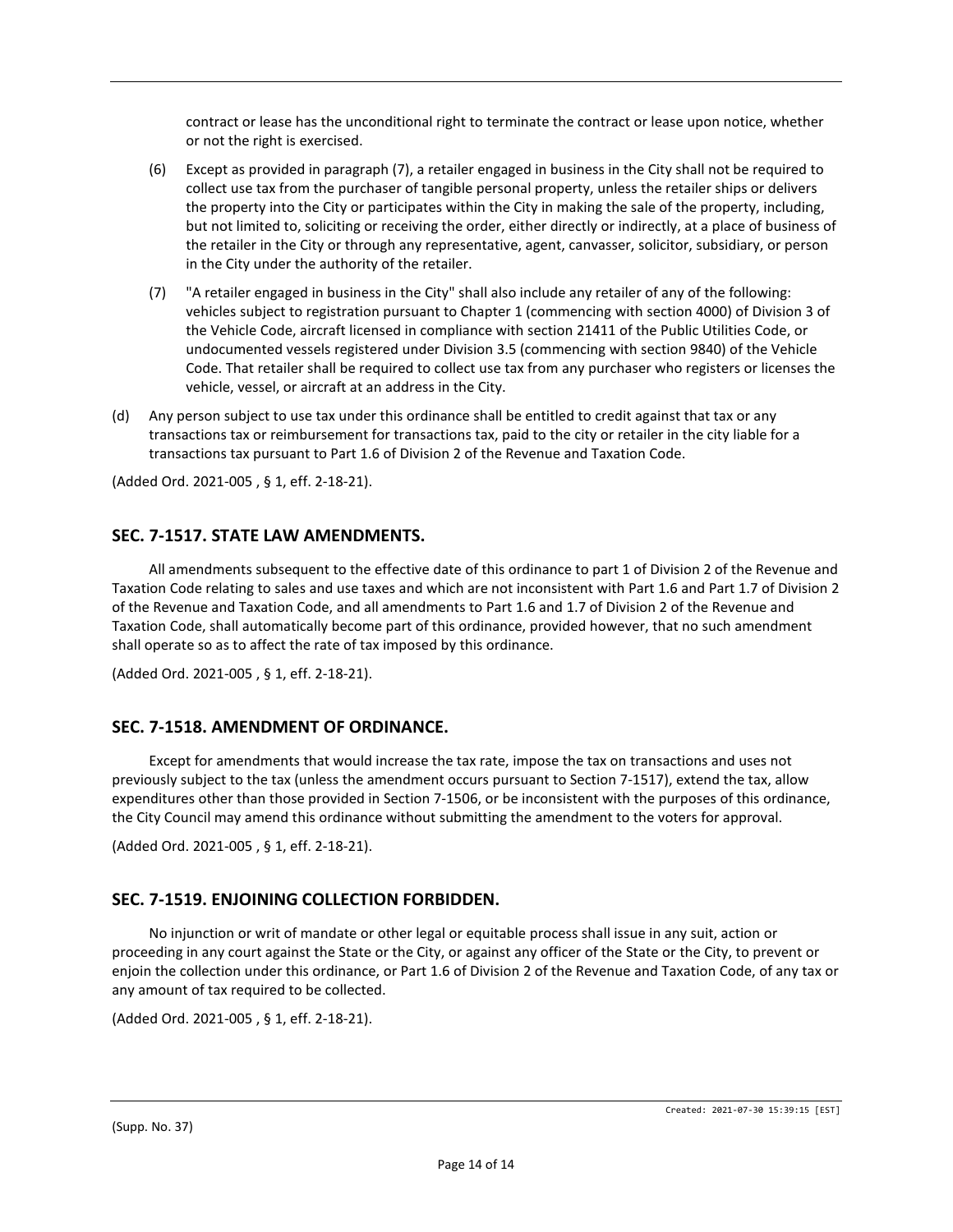contract or lease has the unconditional right to terminate the contract or lease upon notice, whether or not the right is exercised.

(6) Except as provided in paragraph (7), a retailer engaged in business in the City shall not be required to collect use tax from the purchaser of tangible personal property, unless the retailer ships or delivers the property into the City or participates within the City in making the sale of the property, including, but not limited to, soliciting or receiving the order, either directly or indirectly, at a place of business of the retailer in the City or through any representative, agent, canvasser, solicitor, subsidiary, or person in the City under the authority of the retailer.

(7) "A retailer engaged in business in the City" shall also include any retailer of any of the following: vehicles subject to registration pursuant to Chapter 1 (commencing with section 4000) of Division 3 of the Vehicle Code, aircraft licensed in compliance with section 21411 of the Public Utilities Code, or undocumented vessels registered under Division 3.5 (commencing with section 9840) of the Vehicle Code. That retailer shall be required to collect use tax from any purchaser who registers or licenses the vehicle, vessel, or aircraft at an address in the City.

(d) Any person subject to use tax under this ordinance shall be entitled to credit against that tax or any transactions tax or reimbursement for transactions tax, paid to the city or retailer in the city liable for a transactions tax pursuant to Part 1.6 of Division 2 of the Revenue and Taxation Code.

(Added Ord. 2021-005 , § 1, eff. 2-18-21).

## SEC. 7-1517. STATE LAW AMENDMENTS.

All amendments subsequent to the effective date of this ordinance to part 1 of Division 2 of the Revenue and Taxation Code relating to sales and use taxes and which are not inconsistent with Part 1.6 and Part 1.7 of Division 2 of the Revenue and Taxation Code, and all amendments to Part 1.6 and 1.7 of Division 2 of the Revenue and Taxation Code, shall automatically become part of this ordinance, provided however, that no such amendment shall operate so as to affect the rate of tax imposed by this ordinance.

(Added Ord. 2021-005 , § 1, eff. 2-18-21).

## SEC. 7-1518. AMENDMENT OF ORDINANCE.

Except for amendments that would increase the tax rate, impose the tax on transactions and uses not previously subject to the tax (unless the amendment occurs pursuant to Section 7-1517), extend the tax, allow expenditures other than those provided in Section 7-1506, or be inconsistent with the purposes of this ordinance, the City Council may amend this ordinance without submitting the amendment to the voters for approval.

(Added Ord. 2021-005 , § 1, eff. 2-18-21).

## SEC. 7-1519. ENJOINING COLLECTION FORBIDDEN.

No injunction or writ of mandate or other legal or equitable process shall issue in any suit, action or proceeding in any court against the State or the City, or against any officer of the State or the City, to prevent or enjoin the collection under this ordinance, or Part 1.6 of Division 2 of the Revenue and Taxation Code, of any tax or any amount of tax required to be collected.

(Added Ord. 2021-005 , § 1, eff. 2-18-21).